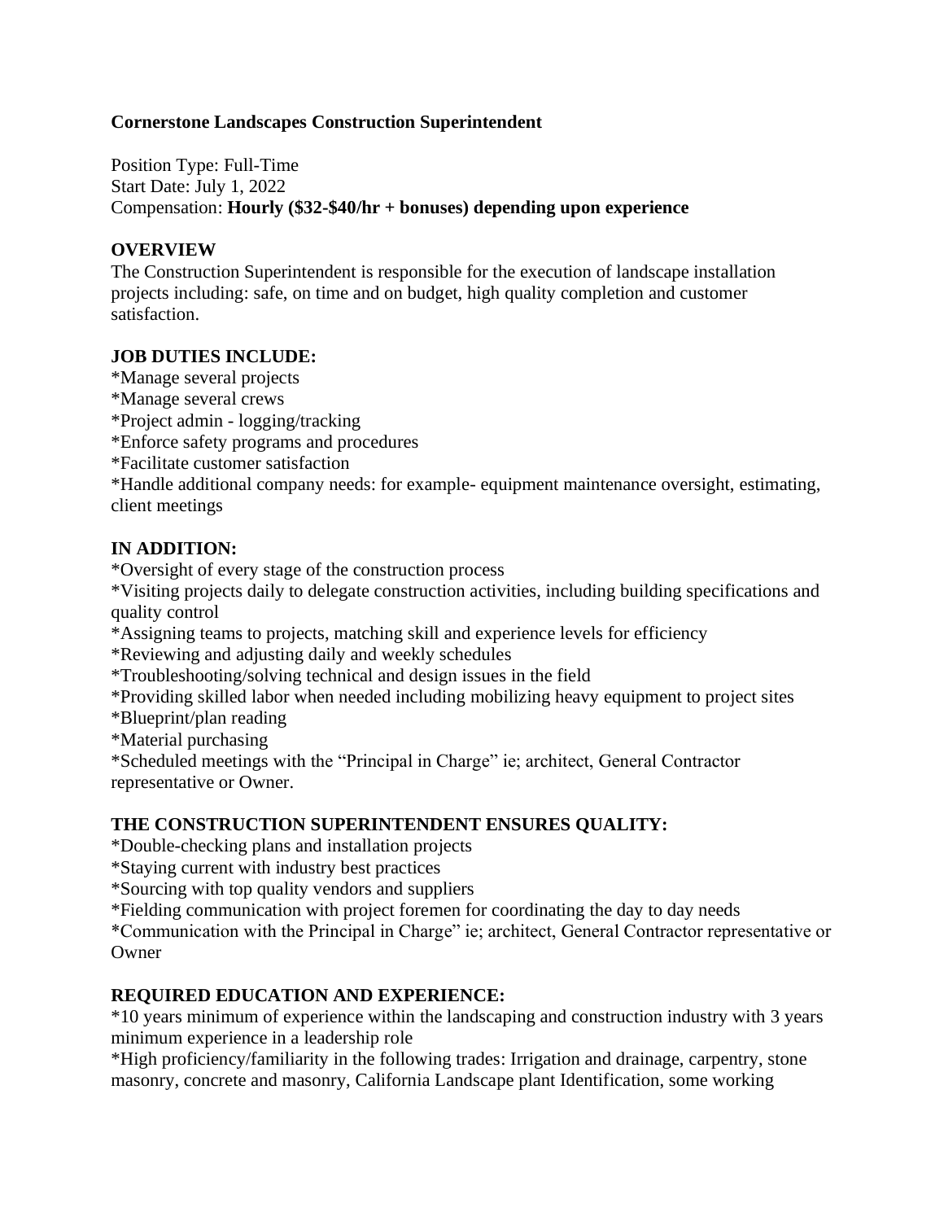**Cornerstone Landscapes Construction Superintendent**

Position Type: Full-Time
Start Date: July 1, 2022
Compensation: **Hourly ($32-$40/hr + bonuses) depending upon experience**

**OVERVIEW**
The Construction Superintendent is responsible for the execution of landscape installation projects including: safe, on time and on budget, high quality completion and customer satisfaction.

**JOB DUTIES INCLUDE:**
*Manage several projects
*Manage several crews
*Project admin - logging/tracking
*Enforce safety programs and procedures
*Facilitate customer satisfaction
*Handle additional company needs: for example- equipment maintenance oversight, estimating, client meetings

**IN ADDITION:**
*Oversight of every stage of the construction process
*Visiting projects daily to delegate construction activities, including building specifications and quality control
*Assigning teams to projects, matching skill and experience levels for efficiency
*Reviewing and adjusting daily and weekly schedules
*Troubleshooting/solving technical and design issues in the field
*Providing skilled labor when needed including mobilizing heavy equipment to project sites
*Blueprint/plan reading
*Material purchasing
*Scheduled meetings with the "Principal in Charge" ie; architect, General Contractor representative or Owner.

**THE CONSTRUCTION SUPERINTENDENT ENSURES QUALITY:**
*Double-checking plans and installation projects
*Staying current with industry best practices
*Sourcing with top quality vendors and suppliers
*Fielding communication with project foremen for coordinating the day to day needs
*Communication with the Principal in Charge" ie; architect, General Contractor representative or Owner

**REQUIRED EDUCATION AND EXPERIENCE:**
*10 years minimum of experience within the landscaping and construction industry with 3 years minimum experience in a leadership role
*High proficiency/familiarity in the following trades: Irrigation and drainage, carpentry, stone masonry, concrete and masonry, California Landscape plant Identification, some working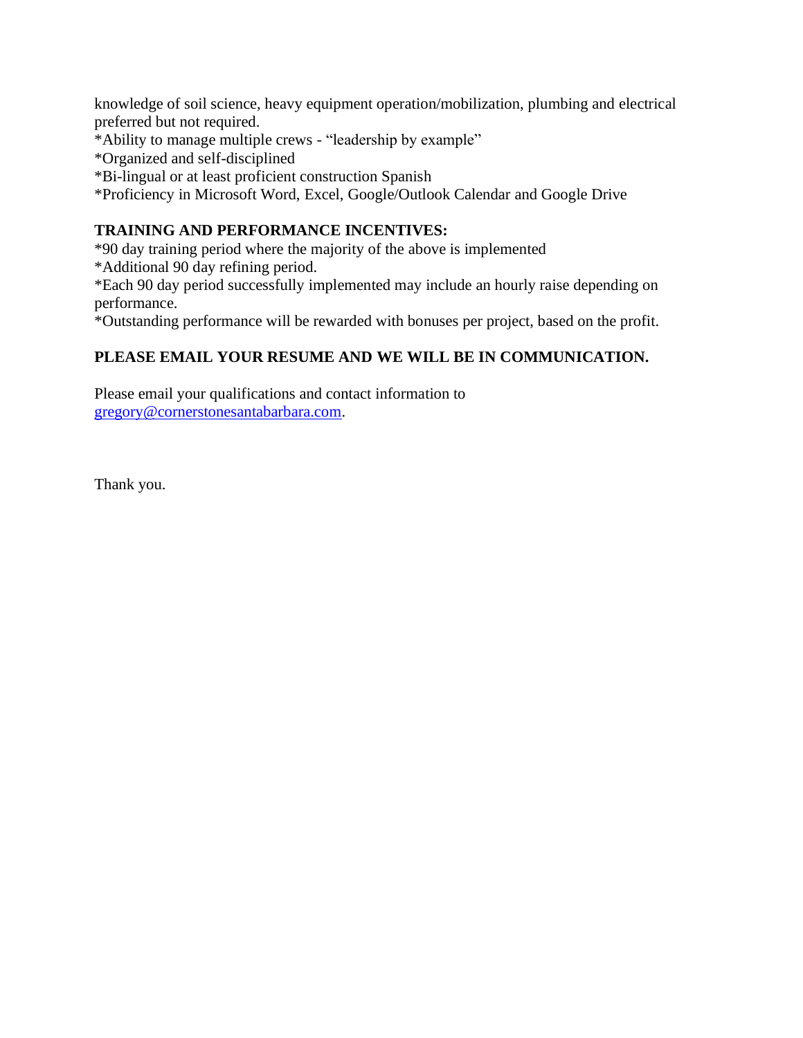knowledge of soil science, heavy equipment operation/mobilization, plumbing and electrical preferred but not required.

*Ability to manage multiple crews - "leadership by example"

*Organized and self-disciplined

*Bi-lingual or at least proficient construction Spanish

*Proficiency in Microsoft Word, Excel, Google/Outlook Calendar and Google Drive

**TRAINING AND PERFORMANCE INCENTIVES:**

*90 day training period where the majority of the above is implemented

*Additional 90 day refining period.

*Each 90 day period successfully implemented may include an hourly raise depending on performance.

*Outstanding performance will be rewarded with bonuses per project, based on the profit.

**PLEASE EMAIL YOUR RESUME AND WE WILL BE IN COMMUNICATION.**

Please email your qualifications and contact information to gregory@cornerstonesantabarbara.com.

Thank you.